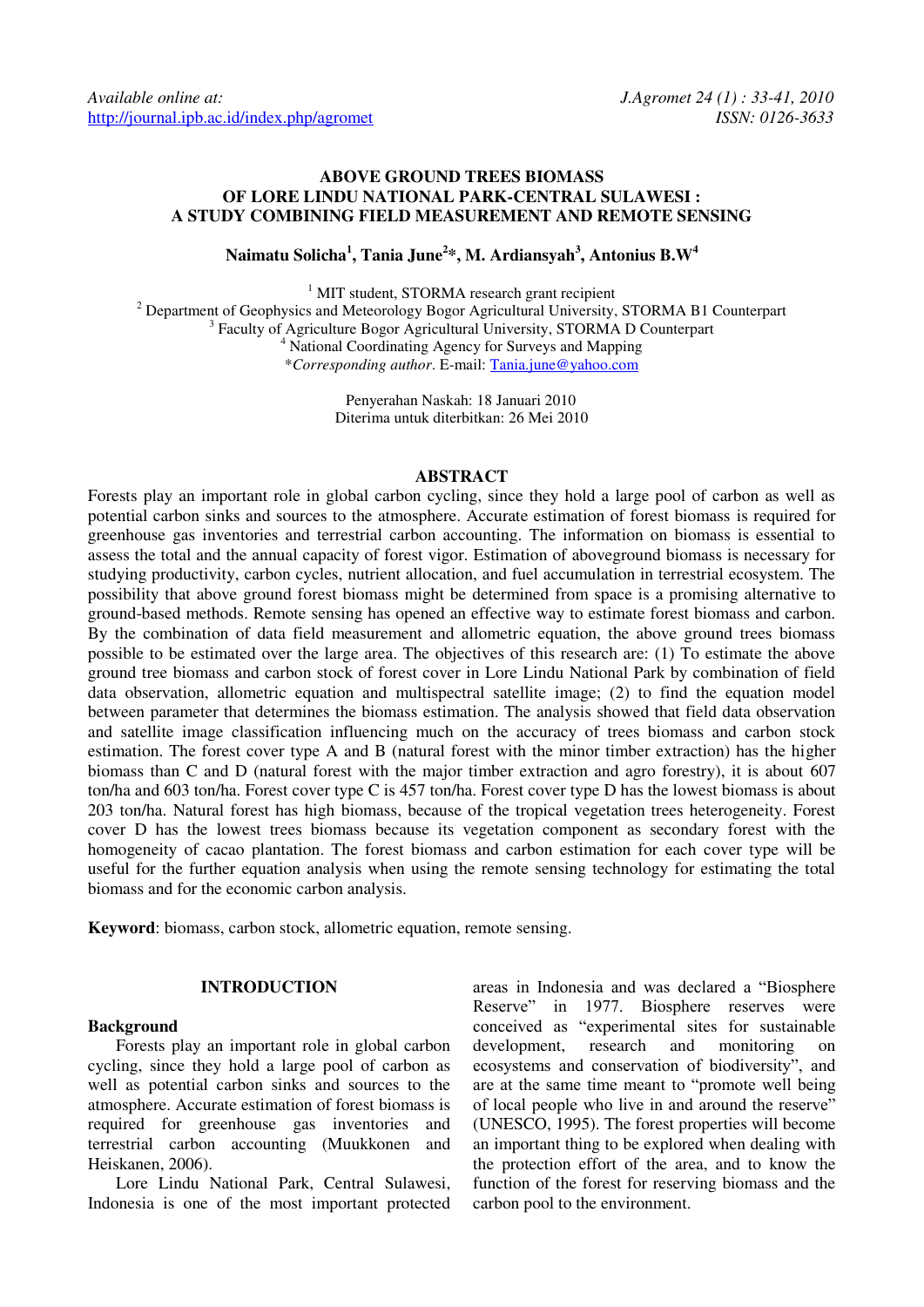Available online at:
http://journal.ipb.ac.id/index.php/agromet

J.Agromet 24 (1) : 33-41, 2010
ISSN: 0126-3633

# ABOVE GROUND TREES BIOMASS OF LORE LINDU NATIONAL PARK-CENTRAL SULAWESI : A STUDY COMBINING FIELD MEASUREMENT AND REMOTE SENSING

**Naimatu Solicha[1], Tania June[2]\*, M. Ardiansyah[3], Antonius B.W[4]**

[1] MIT student, STORMA research grant recipient
[2] Department of Geophysics and Meteorology Bogor Agricultural University, STORMA B1 Counterpart
[3] Faculty of Agriculture Bogor Agricultural University, STORMA D Counterpart
[4] National Coordinating Agency for Surveys and Mapping
\**Corresponding author*. E-mail: Tania.june@yahoo.com

Penyerahan Naskah: 18 Januari 2010
Diterima untuk diterbitkan: 26 Mei 2010

## ABSTRACT

Forests play an important role in global carbon cycling, since they hold a large pool of carbon as well as potential carbon sinks and sources to the atmosphere. Accurate estimation of forest biomass is required for greenhouse gas inventories and terrestrial carbon accounting. The information on biomass is essential to assess the total and the annual capacity of forest vigor. Estimation of aboveground biomass is necessary for studying productivity, carbon cycles, nutrient allocation, and fuel accumulation in terrestrial ecosystem. The possibility that above ground forest biomass might be determined from space is a promising alternative to ground-based methods. Remote sensing has opened an effective way to estimate forest biomass and carbon. By the combination of data field measurement and allometric equation, the above ground trees biomass possible to be estimated over the large area. The objectives of this research are: (1) To estimate the above ground tree biomass and carbon stock of forest cover in Lore Lindu National Park by combination of field data observation, allometric equation and multispectral satellite image; (2) to find the equation model between parameter that determines the biomass estimation. The analysis showed that field data observation and satellite image classification influencing much on the accuracy of trees biomass and carbon stock estimation. The forest cover type A and B (natural forest with the minor timber extraction) has the higher biomass than C and D (natural forest with the major timber extraction and agro forestry), it is about 607 ton/ha and 603 ton/ha. Forest cover type C is 457 ton/ha. Forest cover type D has the lowest biomass is about 203 ton/ha. Natural forest has high biomass, because of the tropical vegetation trees heterogeneity. Forest cover D has the lowest trees biomass because its vegetation component as secondary forest with the homogeneity of cacao plantation. The forest biomass and carbon estimation for each cover type will be useful for the further equation analysis when using the remote sensing technology for estimating the total biomass and for the economic carbon analysis.

**Keyword**: biomass, carbon stock, allometric equation, remote sensing.

## INTRODUCTION

### Background

Forests play an important role in global carbon cycling, since they hold a large pool of carbon as well as potential carbon sinks and sources to the atmosphere. Accurate estimation of forest biomass is required for greenhouse gas inventories and terrestrial carbon accounting (Muukkonen and Heiskanen, 2006).

Lore Lindu National Park, Central Sulawesi, Indonesia is one of the most important protected areas in Indonesia and was declared a "Biosphere Reserve" in 1977. Biosphere reserves were conceived as "experimental sites for sustainable development, research and monitoring on ecosystems and conservation of biodiversity", and are at the same time meant to "promote well being of local people who live in and around the reserve" (UNESCO, 1995). The forest properties will become an important thing to be explored when dealing with the protection effort of the area, and to know the function of the forest for reserving biomass and the carbon pool to the environment.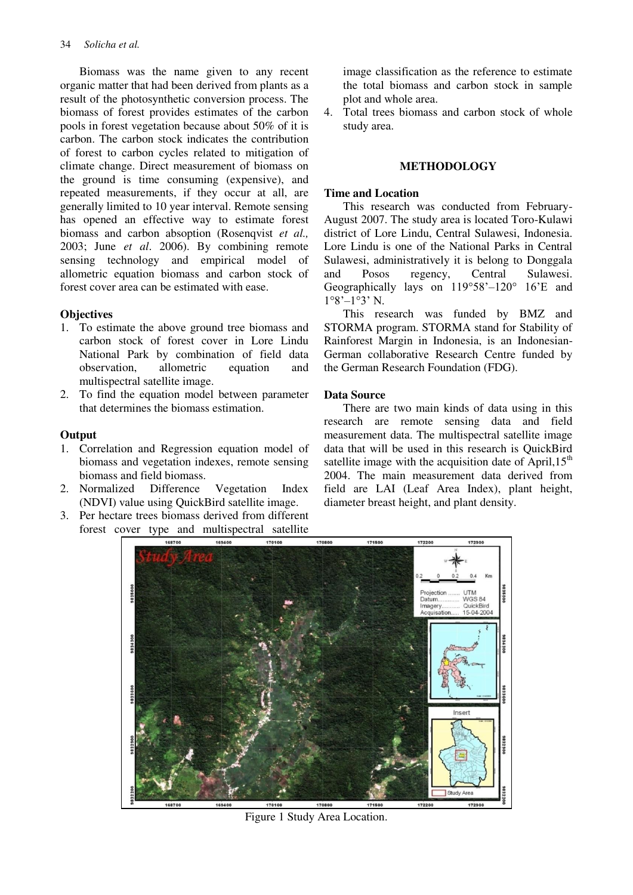Biomass was the name given to any recent organic matter that had been derived from plants as a result of the photosynthetic conversion process. The biomass of forest provides estimates of the carbon pools in forest vegetation because about 50% of it is carbon. The carbon stock indicates the contribution of forest to carbon cycles related to mitigation of climate change. Direct measurement of biomass on the ground is time consuming (expensive), and repeated measurements, if they occur at all, are generally limited to 10 year interval. Remote sensing has opened an effective way to estimate forest biomass and carbon absoption (Rosenqvist *et al.,* 2003; June *et al*. 2006). By combining remote sensing technology and empirical model of allometric equation biomass and carbon stock of forest cover area can be estimated with ease.

**Objectives**

1. To estimate the above ground tree biomass and carbon stock of forest cover in Lore Lindu National Park by combination of field data observation, allometric equation and multispectral satellite image.
2. To find the equation model between parameter that determines the biomass estimation.

**Output**

1. Correlation and Regression equation model of biomass and vegetation indexes, remote sensing biomass and field biomass.
2. Normalized Difference Vegetation Index (NDVI) value using QuickBird satellite image.
3. Per hectare trees biomass derived from different forest cover type and multispectral satellite image classification as the reference to estimate the total biomass and carbon stock in sample plot and whole area.
4. Total trees biomass and carbon stock of whole study area.

## METHODOLOGY

**Time and Location**

This research was conducted from February-August 2007. The study area is located Toro-Kulawi district of Lore Lindu, Central Sulawesi, Indonesia. Lore Lindu is one of the National Parks in Central Sulawesi, administratively it is belong to Donggala and Posos regency, Central Sulawesi. Geographically lays on 119°58'–120° 16'E and 1°8'–1°3' N.

This research was funded by BMZ and STORMA program. STORMA stand for Stability of Rainforest Margin in Indonesia, is an Indonesian-German collaborative Research Centre funded by the German Research Foundation (FDG).

**Data Source**

There are two main kinds of data using in this research are remote sensing data and field measurement data. The multispectral satellite image data that will be used in this research is QuickBird satellite image with the acquisition date of April,15th 2004. The main measurement data derived from field are LAI (Leaf Area Index), plant height, diameter breast height, and plant density.

Figure 1 Study Area Location.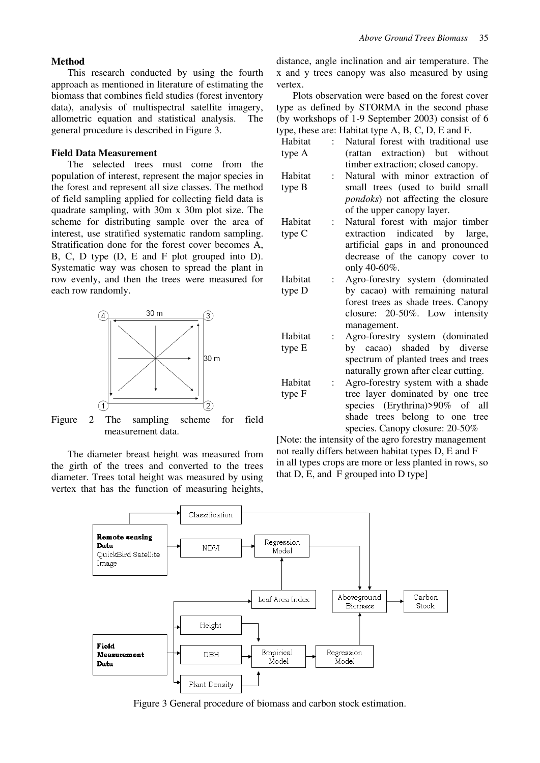**Method**

This research conducted by using the fourth approach as mentioned in literature of estimating the biomass that combines field studies (forest inventory data), analysis of multispectral satellite imagery, allometric equation and statistical analysis. The general procedure is described in Figure 3.

**Field Data Measurement**

The selected trees must come from the population of interest, represent the major species in the forest and represent all size classes. The method of field sampling applied for collecting field data is quadrate sampling, with 30m x 30m plot size. The scheme for distributing sample over the area of interest, use stratified systematic random sampling. Stratification done for the forest cover becomes A, B, C, D type (D, E and F plot grouped into D). Systematic way was chosen to spread the plant in row evenly, and then the trees were measured for each row randomly.

Figure 2 The sampling scheme for field measurement data.

The diameter breast height was measured from the girth of the trees and converted to the trees diameter. Trees total height was measured by using vertex that has the function of measuring heights, distance, angle inclination and air temperature. The x and y trees canopy was also measured by using vertex.

Plots observation were based on the forest cover type as defined by STORMA in the second phase (by workshops of 1-9 September 2003) consist of 6 type, these are: Habitat type A, B, C, D, E and F.

| | | |
|---|---|---|
| Habitat type A | : | Natural forest with traditional use (rattan extraction) but without timber extraction; closed canopy. |
| Habitat type B | : | Natural with minor extraction of small trees (used to build small *pondoks*) not affecting the closure of the upper canopy layer. |
| Habitat type C | : | Natural forest with major timber extraction indicated by large, artificial gaps in and pronounced decrease of the canopy cover to only 40-60%. |
| Habitat type D | : | Agro-forestry system (dominated by cacao) with remaining natural forest trees as shade trees. Canopy closure: 20-50%. Low intensity management. |
| Habitat type E | : | Agro-forestry system (dominated by cacao) shaded by diverse spectrum of planted trees and trees naturally grown after clear cutting. |
| Habitat type F | : | Agro-forestry system with a shade tree layer dominated by one tree species (Erythrina)>90% of all shade trees belong to one tree species. Canopy closure: 20-50% |

[Note: the intensity of the agro forestry management not really differs between habitat types D, E and F in all types crops are more or less planted in rows, so that D, E, and F grouped into D type]

Figure 3 General procedure of biomass and carbon stock estimation.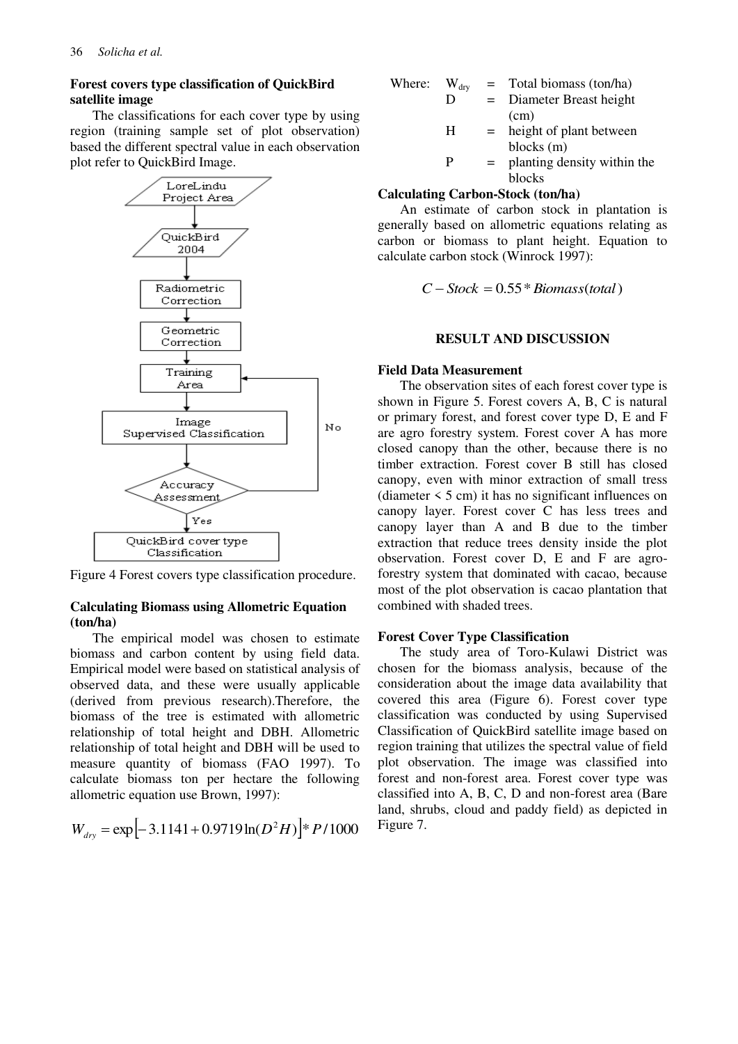### Forest covers type classification of QuickBird satellite image

The classifications for each cover type by using region (training sample set of plot observation) based the different spectral value in each observation plot refer to QuickBird Image.

Figure 4 Forest covers type classification procedure.

### Calculating Biomass using Allometric Equation (ton/ha)

The empirical model was chosen to estimate biomass and carbon content by using field data. Empirical model were based on statistical analysis of observed data, and these were usually applicable (derived from previous research).Therefore, the biomass of the tree is estimated with allometric relationship of total height and DBH. Allometric relationship of total height and DBH will be used to measure quantity of biomass (FAO 1997). To calculate biomass ton per hectare the following allometric equation use Brown, 1997):

$$W_{dry} = \exp\left[-3.1141 + 0.9719 \ln(D^2 H)\right] * P / 1000$$

Where:
- $W_{dry}$ = Total biomass (ton/ha)
- $D$ = Diameter Breast height (cm)
- $H$ = height of plant between blocks (m)
- $P$ = planting density within the blocks

### Calculating Carbon-Stock (ton/ha)

An estimate of carbon stock in plantation is generally based on allometric equations relating as carbon or biomass to plant height. Equation to calculate carbon stock (Winrock 1997):

$$C - Stock = 0.55 * Biomass(total)$$

## RESULT AND DISCUSSION

### Field Data Measurement

The observation sites of each forest cover type is shown in Figure 5. Forest covers A, B, C is natural or primary forest, and forest cover type D, E and F are agro forestry system. Forest cover A has more closed canopy than the other, because there is no timber extraction. Forest cover B still has closed canopy, even with minor extraction of small tress (diameter < 5 cm) it has no significant influences on canopy layer. Forest cover C has less trees and canopy layer than A and B due to the timber extraction that reduce trees density inside the plot observation. Forest cover D, E and F are agro-forestry system that dominated with cacao, because most of the plot observation is cacao plantation that combined with shaded trees.

### Forest Cover Type Classification

The study area of Toro-Kulawi District was chosen for the biomass analysis, because of the consideration about the image data availability that covered this area (Figure 6). Forest cover type classification was conducted by using Supervised Classification of QuickBird satellite image based on region training that utilizes the spectral value of field plot observation. The image was classified into forest and non-forest area. Forest cover type was classified into A, B, C, D and non-forest area (Bare land, shrubs, cloud and paddy field) as depicted in Figure 7.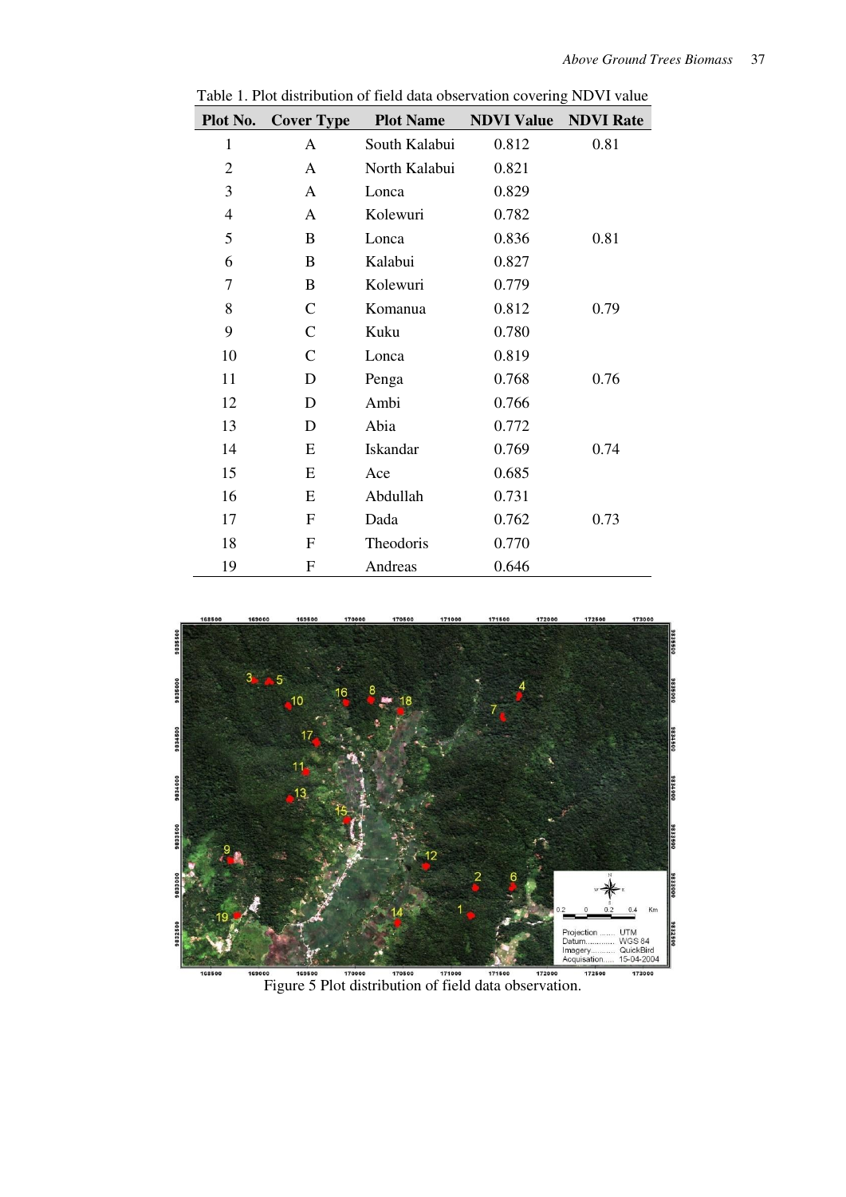Table 1. Plot distribution of field data observation covering NDVI value

| Plot No. | Cover Type | Plot Name | NDVI Value | NDVI Rate |
|---|---|---|---|---|
| 1 | A | South Kalabui | 0.812 | 0.81 |
| 2 | A | North Kalabui | 0.821 | |
| 3 | A | Lonca | 0.829 | |
| 4 | A | Kolewuri | 0.782 | |
| 5 | B | Lonca | 0.836 | 0.81 |
| 6 | B | Kalabui | 0.827 | |
| 7 | B | Kolewuri | 0.779 | |
| 8 | C | Komanua | 0.812 | 0.79 |
| 9 | C | Kuku | 0.780 | |
| 10 | C | Lonca | 0.819 | |
| 11 | D | Penga | 0.768 | 0.76 |
| 12 | D | Ambi | 0.766 | |
| 13 | D | Abia | 0.772 | |
| 14 | E | Iskandar | 0.769 | 0.74 |
| 15 | E | Ace | 0.685 | |
| 16 | E | Abdullah | 0.731 | |
| 17 | F | Dada | 0.762 | 0.73 |
| 18 | F | Theodoris | 0.770 | |
| 19 | F | Andreas | 0.646 | |

Figure 5 Plot distribution of field data observation.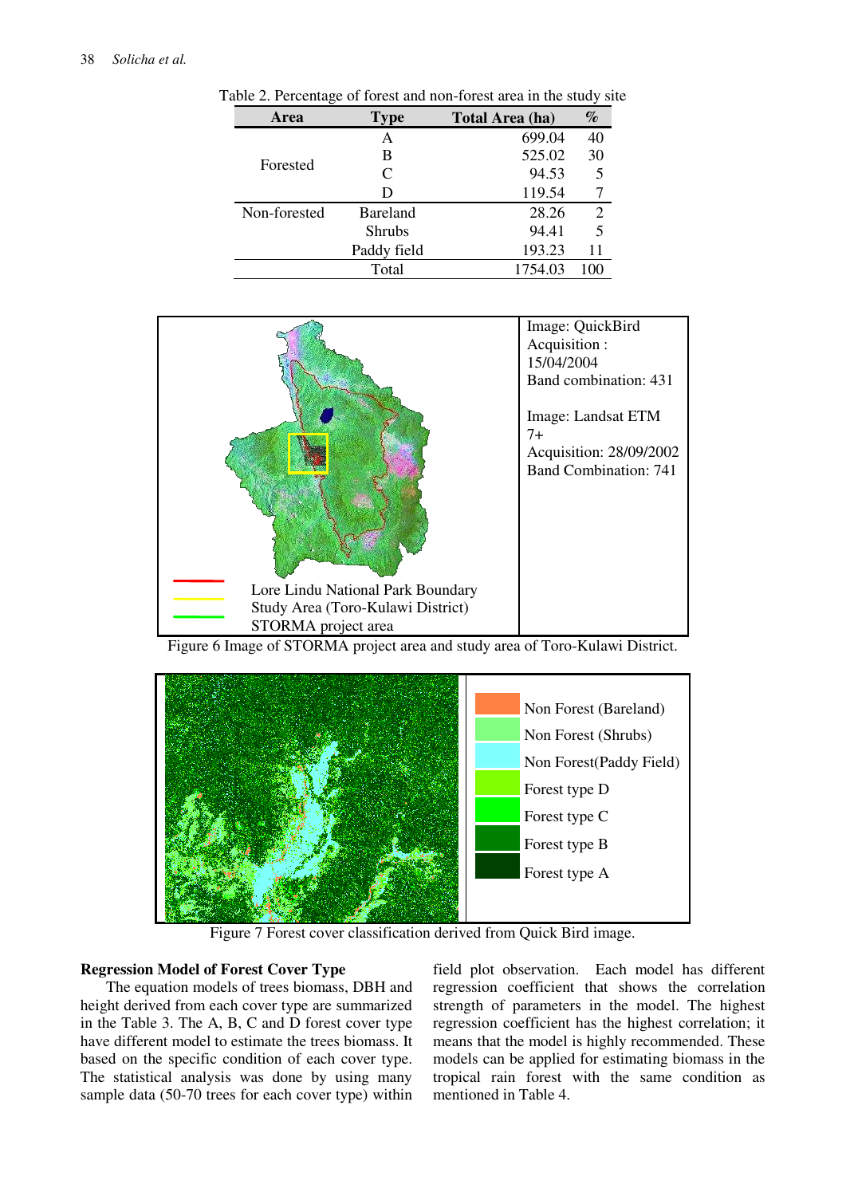Table 2. Percentage of forest and non-forest area in the study site

| Area | Type | Total Area (ha) | % |
|---|---|---|---|
| Forested | A | 699.04 | 40 |
| | B | 525.02 | 30 |
| | C | 94.53 | 5 |
| | D | 119.54 | 7 |
| Non-forested | Bareland | 28.26 | 2 |
| | Shrubs | 94.41 | 5 |
| | Paddy field | 193.23 | 11 |
| | Total | 1754.03 | 100 |

Image: QuickBird
Acquisition : 15/04/2004
Band combination: 431

Image: Landsat ETM 7+
Acquisition: 28/09/2002
Band Combination: 741

Lore Lindu National Park Boundary
Study Area (Toro-Kulawi District)
STORMA project area

Figure 6 Image of STORMA project area and study area of Toro-Kulawi District.

Non Forest (Bareland)
Non Forest (Shrubs)
Non Forest(Paddy Field)
Forest type D
Forest type C
Forest type B
Forest type A

Figure 7 Forest cover classification derived from Quick Bird image.

**Regression Model of Forest Cover Type**

The equation models of trees biomass, DBH and height derived from each cover type are summarized in the Table 3. The A, B, C and D forest cover type have different model to estimate the trees biomass. It based on the specific condition of each cover type. The statistical analysis was done by using many sample data (50-70 trees for each cover type) within field plot observation. Each model has different regression coefficient that shows the correlation strength of parameters in the model. The highest regression coefficient has the highest correlation; it means that the model is highly recommended. These models can be applied for estimating biomass in the tropical rain forest with the same condition as mentioned in Table 4.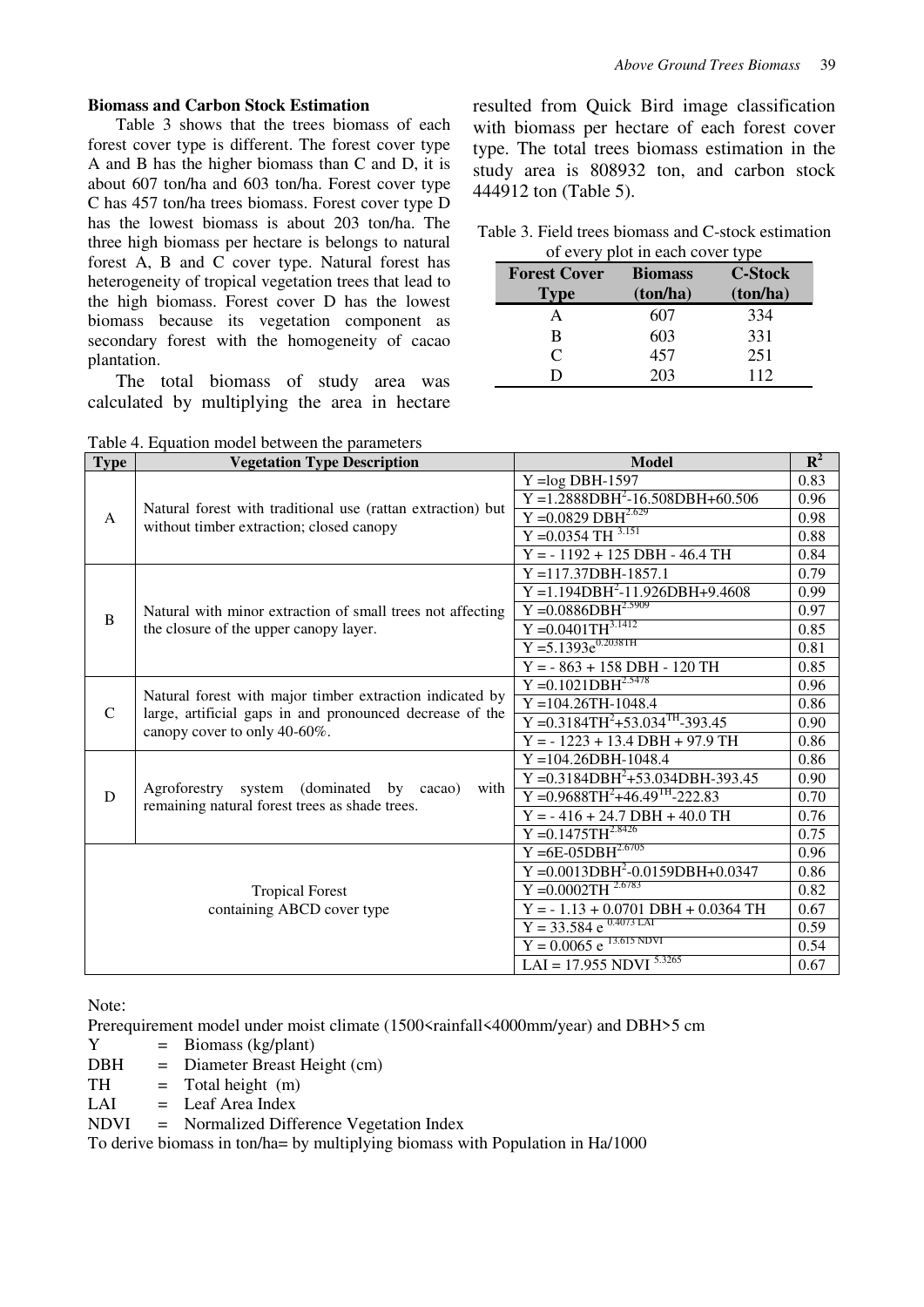**Biomass and Carbon Stock Estimation**

Table 3 shows that the trees biomass of each forest cover type is different. The forest cover type A and B has the higher biomass than C and D, it is about 607 ton/ha and 603 ton/ha. Forest cover type C has 457 ton/ha trees biomass. Forest cover type D has the lowest biomass is about 203 ton/ha. The three high biomass per hectare is belongs to natural forest A, B and C cover type. Natural forest has heterogeneity of tropical vegetation trees that lead to the high biomass. Forest cover D has the lowest biomass because its vegetation component as secondary forest with the homogeneity of cacao plantation.

The total biomass of study area was calculated by multiplying the area in hectare resulted from Quick Bird image classification with biomass per hectare of each forest cover type. The total trees biomass estimation in the study area is 808932 ton, and carbon stock 444912 ton (Table 5).

Table 3. Field trees biomass and C-stock estimation of every plot in each cover type

| Forest Cover Type | Biomass (ton/ha) | C-Stock (ton/ha) |
|---|---|---|
| A | 607 | 334 |
| B | 603 | 331 |
| C | 457 | 251 |
| D | 203 | 112 |

Table 4. Equation model between the parameters

| Type | Vegetation Type Description | Model | $R^2$ |
|---|---|---|---|
| A | Natural forest with traditional use (rattan extraction) but without timber extraction; closed canopy | $Y = \log DBH - 1597$ | 0.83 |
| | | $Y = 1.2888DBH^2 - 16.508DBH + 60.506$ | 0.96 |
| | | $Y = 0.0829\ DBH^{2.629}$ | 0.98 |
| | | $Y = 0.0354\ TH^{3.151}$ | 0.88 |
| | | $Y = -1192 + 125\ DBH - 46.4\ TH$ | 0.84 |
| B | Natural with minor extraction of small trees not affecting the closure of the upper canopy layer. | $Y = 117.37DBH - 1857.1$ | 0.79 |
| | | $Y = 1.194DBH^2 - 11.926DBH + 9.4608$ | 0.99 |
| | | $Y = 0.0886DBH^{2.5909}$ | 0.97 |
| | | $Y = 0.0401TH^{3.1412}$ | 0.85 |
| | | $Y = 5.1393e^{0.2038TH}$ | 0.81 |
| | | $Y = -863 + 158\ DBH - 120\ TH$ | 0.85 |
| C | Natural forest with major timber extraction indicated by large, artificial gaps in and pronounced decrease of the canopy cover to only 40-60%. | $Y = 0.1021DBH^{2.5478}$ | 0.96 |
| | | $Y = 104.26TH - 1048.4$ | 0.86 |
| | | $Y = 0.3184TH^2 + 53.034^{TH} - 393.45$ | 0.90 |
| | | $Y = -1223 + 13.4\ DBH + 97.9\ TH$ | 0.86 |
| D | Agroforestry system (dominated by cacao) with remaining natural forest trees as shade trees. | $Y = 104.26DBH - 1048.4$ | 0.86 |
| | | $Y = 0.3184DBH^2 + 53.034DBH - 393.45$ | 0.90 |
| | | $Y = 0.9688TH^2 + 46.49^{TH} - 222.83$ | 0.70 |
| | | $Y = -416 + 24.7\ DBH + 40.0\ TH$ | 0.76 |
| | | $Y = 0.1475TH^{2.8426}$ | 0.75 |
| Tropical Forest containing ABCD cover type | | $Y = 6E\text{-}05DBH^{2.6705}$ | 0.96 |
| | | $Y = 0.0013DBH^2 - 0.0159DBH + 0.0347$ | 0.86 |
| | | $Y = 0.0002TH^{2.6783}$ | 0.82 |
| | | $Y = -1.13 + 0.0701\ DBH + 0.0364\ TH$ | 0.67 |
| | | $Y = 33.584\ e^{0.4073\ LAI}$ | 0.59 |
| | | $Y = 0.0065\ e^{13.615\ NDVI}$ | 0.54 |
| | | $LAI = 17.955\ NDVI^{5.3265}$ | 0.67 |

Note:

Prerequirement model under moist climate (1500<rainfall<4000mm/year) and DBH>5 cm

Y = Biomass (kg/plant)

DBH = Diameter Breast Height (cm)

TH = Total height (m)

LAI = Leaf Area Index

NDVI = Normalized Difference Vegetation Index

To derive biomass in ton/ha= by multiplying biomass with Population in Ha/1000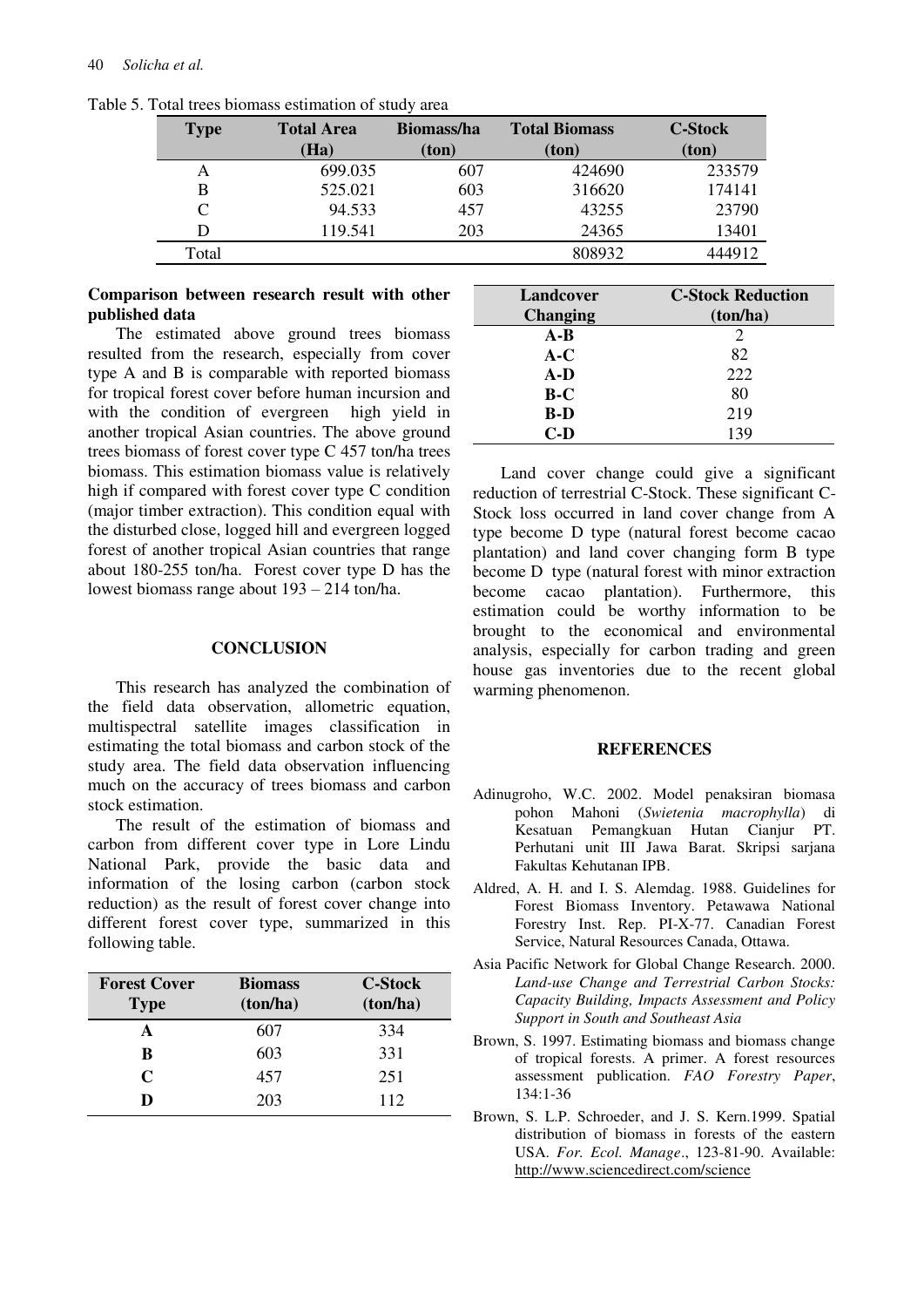Table 5. Total trees biomass estimation of study area

| Type | Total Area (Ha) | Biomass/ha (ton) | Total Biomass (ton) | C-Stock (ton) |
|---|---|---|---|---|
| A | 699.035 | 607 | 424690 | 233579 |
| B | 525.021 | 603 | 316620 | 174141 |
| C | 94.533 | 457 | 43255 | 23790 |
| D | 119.541 | 203 | 24365 | 13401 |
| Total | | | 808932 | 444912 |

**Comparison between research result with other published data**

The estimated above ground trees biomass resulted from the research, especially from cover type A and B is comparable with reported biomass for tropical forest cover before human incursion and with the condition of evergreen high yield in another tropical Asian countries. The above ground trees biomass of forest cover type C 457 ton/ha trees biomass. This estimation biomass value is relatively high if compared with forest cover type C condition (major timber extraction). This condition equal with the disturbed close, logged hill and evergreen logged forest of another tropical Asian countries that range about 180-255 ton/ha. Forest cover type D has the lowest biomass range about 193 – 214 ton/ha.

## CONCLUSION

This research has analyzed the combination of the field data observation, allometric equation, multispectral satellite images classification in estimating the total biomass and carbon stock of the study area. The field data observation influencing much on the accuracy of trees biomass and carbon stock estimation.

The result of the estimation of biomass and carbon from different cover type in Lore Lindu National Park, provide the basic data and information of the losing carbon (carbon stock reduction) as the result of forest cover change into different forest cover type, summarized in this following table.

| Forest Cover Type | Biomass (ton/ha) | C-Stock (ton/ha) |
|---|---|---|
| **A** | 607 | 334 |
| **B** | 603 | 331 |
| **C** | 457 | 251 |
| **D** | 203 | 112 |

| Landcover Changing | C-Stock Reduction (ton/ha) |
|---|---|
| **A-B** | 2 |
| **A-C** | 82 |
| **A-D** | 222 |
| **B-C** | 80 |
| **B-D** | 219 |
| **C-D** | 139 |

Land cover change could give a significant reduction of terrestrial C-Stock. These significant C-Stock loss occurred in land cover change from A type become D type (natural forest become cacao plantation) and land cover changing form B type become D type (natural forest with minor extraction become cacao plantation). Furthermore, this estimation could be worthy information to be brought to the economical and environmental analysis, especially for carbon trading and green house gas inventories due to the recent global warming phenomenon.

## REFERENCES

Adinugroho, W.C. 2002. Model penaksiran biomasa pohon Mahoni (*Swietenia macrophylla*) di Kesatuan Pemangkuan Hutan Cianjur PT. Perhutani unit III Jawa Barat. Skripsi sarjana Fakultas Kehutanan IPB.

Aldred, A. H. and I. S. Alemdag. 1988. Guidelines for Forest Biomass Inventory. Petawawa National Forestry Inst. Rep. PI-X-77. Canadian Forest Service, Natural Resources Canada, Ottawa.

Asia Pacific Network for Global Change Research. 2000. *Land-use Change and Terrestrial Carbon Stocks: Capacity Building, Impacts Assessment and Policy Support in South and Southeast Asia*

Brown, S. 1997. Estimating biomass and biomass change of tropical forests. A primer. A forest resources assessment publication. *FAO Forestry Paper*, 134:1-36

Brown, S. L.P. Schroeder, and J. S. Kern.1999. Spatial distribution of biomass in forests of the eastern USA. *For. Ecol. Manage*., 123-81-90. Available: http://www.sciencedirect.com/science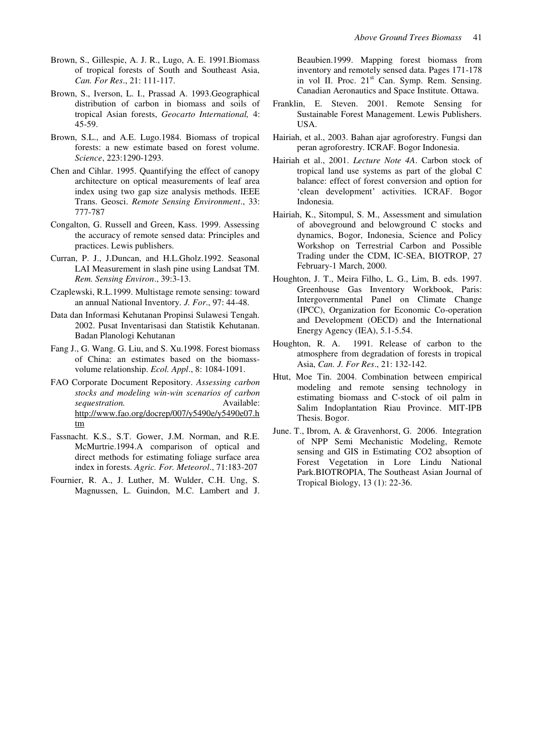Brown, S., Gillespie, A. J. R., Lugo, A. E. 1991.Biomass of tropical forests of South and Southeast Asia, *Can. For Res*., 21: 111-117.

Brown, S., Iverson, L. I., Prassad A. 1993.Geographical distribution of carbon in biomass and soils of tropical Asian forests, *Geocarto International,* 4: 45-59.

Brown, S.L., and A.E. Lugo.1984. Biomass of tropical forests: a new estimate based on forest volume. *Science*, 223:1290-1293.

Chen and Cihlar. 1995. Quantifying the effect of canopy architecture on optical measurements of leaf area index using two gap size analysis methods. IEEE Trans. Geosci. *Remote Sensing Environment*., 33: 777-787

Congalton, G. Russell and Green, Kass. 1999. Assessing the accuracy of remote sensed data: Principles and practices. Lewis publishers.

Curran, P. J., J.Duncan, and H.L.Gholz.1992. Seasonal LAI Measurement in slash pine using Landsat TM. *Rem. Sensing Environ*., 39:3-13.

Czaplewski, R.L.1999. Multistage remote sensing: toward an annual National Inventory. *J. For*., 97: 44-48.

Data dan Informasi Kehutanan Propinsi Sulawesi Tengah. 2002. Pusat Inventarisasi dan Statistik Kehutanan. Badan Planologi Kehutanan

Fang J., G. Wang. G. Liu, and S. Xu.1998. Forest biomass of China: an estimates based on the biomass-volume relationship. *Ecol. Appl*., 8: 1084-1091.

FAO Corporate Document Repository. *Assessing carbon stocks and modeling win-win scenarios of carbon sequestration.* Available: http://www.fao.org/docrep/007/y5490e/y5490e07.htm

Fassnacht. K.S., S.T. Gower, J.M. Norman, and R.E. McMurtrie.1994.A comparison of optical and direct methods for estimating foliage surface area index in forests. *Agric. For. Meteorol*., 71:183-207

Fournier, R. A., J. Luther, M. Wulder, C.H. Ung, S. Magnussen, L. Guindon, M.C. Lambert and J. Beaubien.1999. Mapping forest biomass from inventory and remotely sensed data. Pages 171-178 in vol II. Proc. 21st Can. Symp. Rem. Sensing. Canadian Aeronautics and Space Institute. Ottawa.

Franklin, E. Steven. 2001. Remote Sensing for Sustainable Forest Management. Lewis Publishers. USA.

Hairiah, et al., 2003. Bahan ajar agroforestry. Fungsi dan peran agroforestry. ICRAF. Bogor Indonesia.

Hairiah et al., 2001. *Lecture Note 4A*. Carbon stock of tropical land use systems as part of the global C balance: effect of forest conversion and option for 'clean development' activities. ICRAF. Bogor Indonesia.

Hairiah, K., Sitompul, S. M., Assessment and simulation of aboveground and belowground C stocks and dynamics, Bogor, Indonesia, Science and Policy Workshop on Terrestrial Carbon and Possible Trading under the CDM, IC-SEA, BIOTROP, 27 February-1 March, 2000.

Houghton, J. T., Meira Filho, L. G., Lim, B. eds. 1997. Greenhouse Gas Inventory Workbook, Paris: Intergovernmental Panel on Climate Change (IPCC), Organization for Economic Co-operation and Development (OECD) and the International Energy Agency (IEA), 5.1-5.54.

Houghton, R. A. 1991. Release of carbon to the atmosphere from degradation of forests in tropical Asia, *Can. J. For Res*., 21: 132-142.

Htut, Moe Tin. 2004. Combination between empirical modeling and remote sensing technology in estimating biomass and C-stock of oil palm in Salim Indoplantation Riau Province. MIT-IPB Thesis. Bogor.

June. T., Ibrom, A. & Gravenhorst, G. 2006. Integration of NPP Semi Mechanistic Modeling, Remote sensing and GIS in Estimating CO2 absoption of Forest Vegetation in Lore Lindu National Park.BIOTROPIA, The Southeast Asian Journal of Tropical Biology, 13 (1): 22-36.